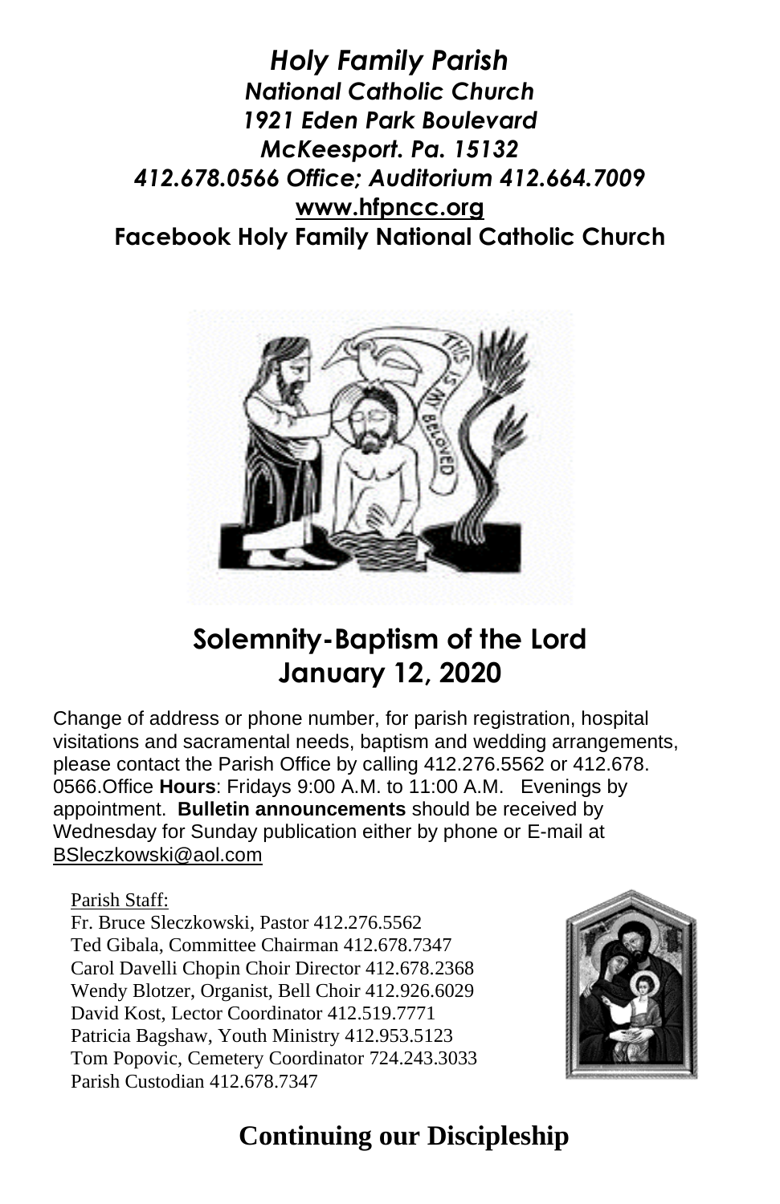# *Holy Family Parish*

### *National Catholic Church*

*1921 Eden Park Boulevard*
*McKeesport. Pa. 15132*
*412.678.0566 Office; Auditorium 412.664.7009*
**www.hfpncc.org**
**Facebook Holy Family National Catholic Church**

## Solemnity-Baptism of the Lord
## January 12, 2020

Change of address or phone number, for parish registration, hospital visitations and sacramental needs, baptism and wedding arrangements, please contact the Parish Office by calling 412.276.5562 or 412.678. 0566.Office **Hours**: Fridays 9:00 A.M. to 11:00 A.M. Evenings by appointment. **Bulletin announcements** should be received by Wednesday for Sunday publication either by phone or E-mail at BSleczkowski@aol.com

Parish Staff:
Fr. Bruce Sleczkowski, Pastor 412.276.5562
Ted Gibala, Committee Chairman 412.678.7347
Carol Davelli Chopin Choir Director 412.678.2368
Wendy Blotzer, Organist, Bell Choir 412.926.6029
David Kost, Lector Coordinator 412.519.7771
Patricia Bagshaw, Youth Ministry 412.953.5123
Tom Popovic, Cemetery Coordinator 724.243.3033
Parish Custodian 412.678.7347

## Continuing our Discipleship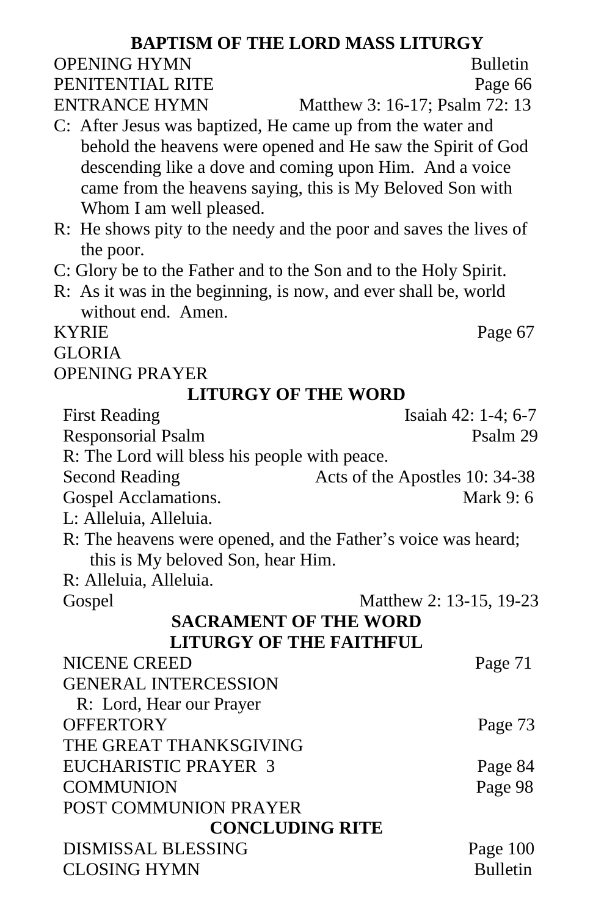## BAPTISM OF THE LORD MASS LITURGY

OPENING HYMN — Bulletin

PENITENTIAL RITE — Page 66

ENTRANCE HYMN — Matthew 3: 16-17; Psalm 72: 13

C: After Jesus was baptized, He came up from the water and behold the heavens were opened and He saw the Spirit of God descending like a dove and coming upon Him. And a voice came from the heavens saying, this is My Beloved Son with Whom I am well pleased.

R: He shows pity to the needy and the poor and saves the lives of the poor.

C: Glory be to the Father and to the Son and to the Holy Spirit.

R: As it was in the beginning, is now, and ever shall be, world without end. Amen.

KYRIE — Page 67

GLORIA

OPENING PRAYER

## LITURGY OF THE WORD

First Reading — Isaiah 42: 1-4; 6-7

Responsorial Psalm — Psalm 29

R: The Lord will bless his people with peace.

Second Reading — Acts of the Apostles 10: 34-38

Gospel Acclamations. — Mark 9: 6

L: Alleluia, Alleluia.

R: The heavens were opened, and the Father's voice was heard; this is My beloved Son, hear Him.

R: Alleluia, Alleluia.

Gospel — Matthew 2: 13-15, 19-23

## SACRAMENT OF THE WORD

## LITURGY OF THE FAITHFUL

NICENE CREED — Page 71

GENERAL INTERCESSION

R: Lord, Hear our Prayer

OFFERTORY — Page 73

THE GREAT THANKSGIVING

EUCHARISTIC PRAYER 3 — Page 84

COMMUNION — Page 98

POST COMMUNION PRAYER

## CONCLUDING RITE

DISMISSAL BLESSING — Page 100

CLOSING HYMN — Bulletin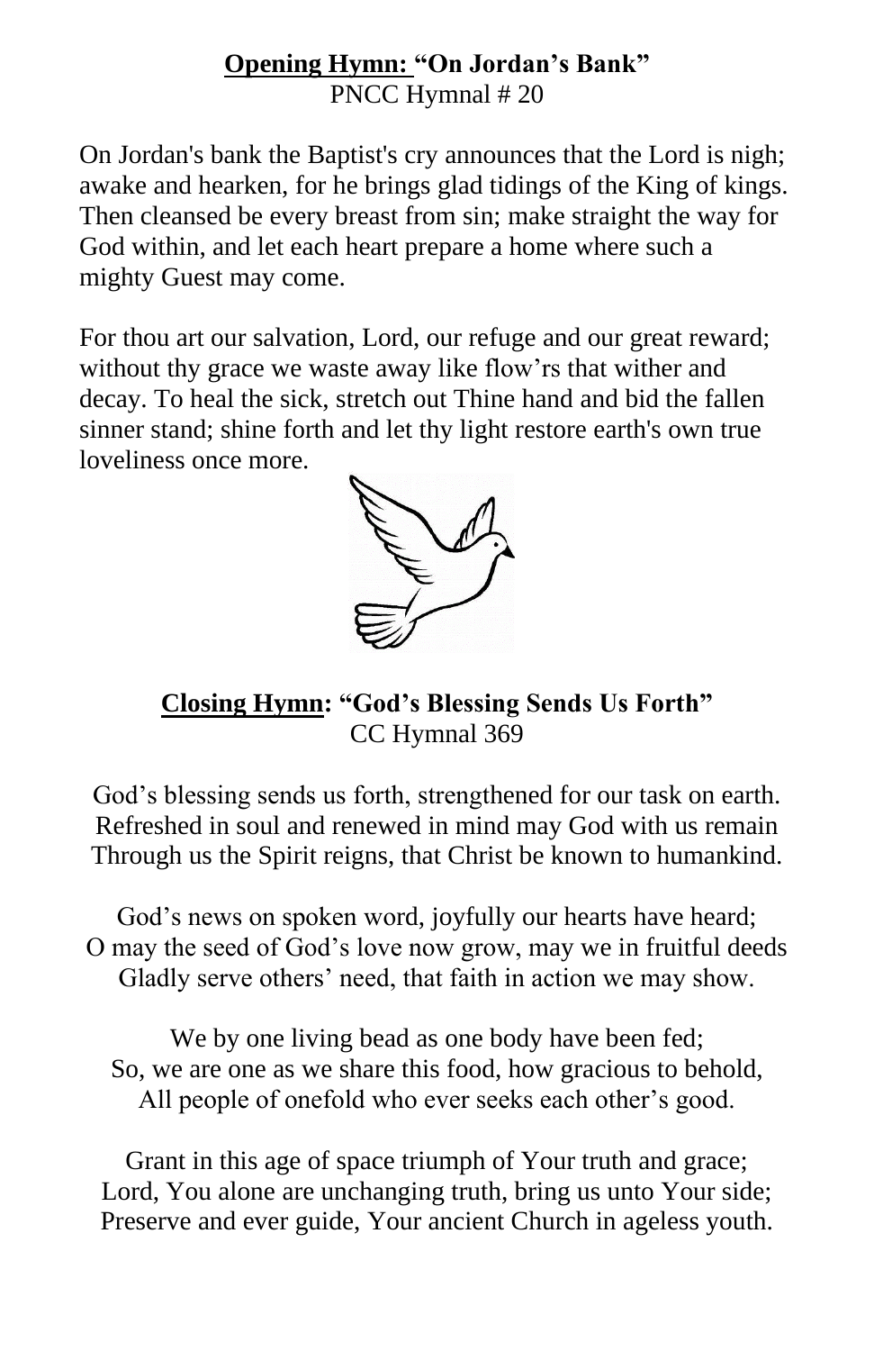**Opening Hymn: "On Jordan's Bank"**
PNCC Hymnal # 20

On Jordan's bank the Baptist's cry announces that the Lord is nigh; awake and hearken, for he brings glad tidings of the King of kings. Then cleansed be every breast from sin; make straight the way for God within, and let each heart prepare a home where such a mighty Guest may come.

For thou art our salvation, Lord, our refuge and our great reward; without thy grace we waste away like flow'rs that wither and decay. To heal the sick, stretch out Thine hand and bid the fallen sinner stand; shine forth and let thy light restore earth's own true loveliness once more.

**Closing Hymn: "God's Blessing Sends Us Forth"**
CC Hymnal 369

God's blessing sends us forth, strengthened for our task on earth.
Refreshed in soul and renewed in mind may God with us remain
Through us the Spirit reigns, that Christ be known to humankind.

God's news on spoken word, joyfully our hearts have heard;
O may the seed of God's love now grow, may we in fruitful deeds
Gladly serve others' need, that faith in action we may show.

We by one living bead as one body have been fed;
So, we are one as we share this food, how gracious to behold,
All people of onefold who ever seeks each other's good.

Grant in this age of space triumph of Your truth and grace;
Lord, You alone are unchanging truth, bring us unto Your side;
Preserve and ever guide, Your ancient Church in ageless youth.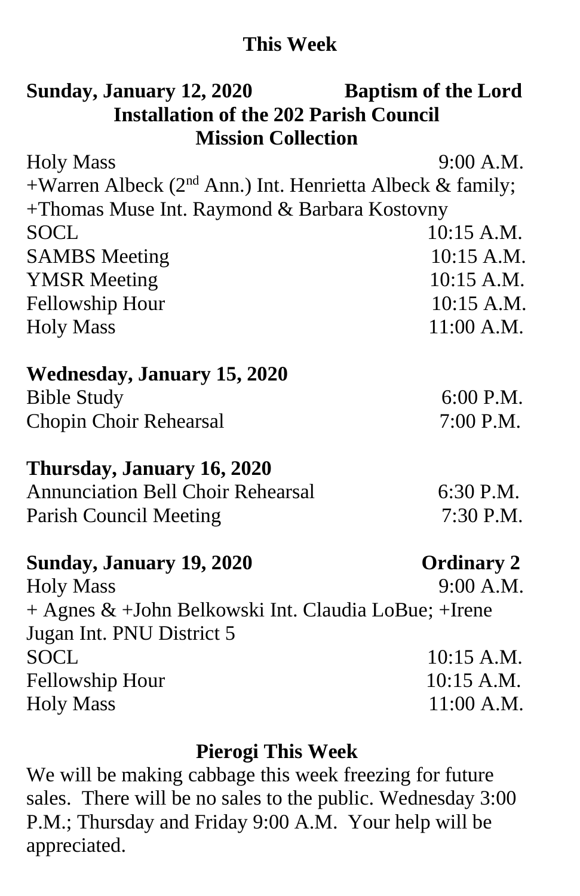## This Week

**Sunday, January 12, 2020** **Baptism of the Lord**

**Installation of the 202 Parish Council**

**Mission Collection**

Holy Mass 9:00 A.M.

+Warren Albeck (2nd Ann.) Int. Henrietta Albeck & family; +Thomas Muse Int. Raymond & Barbara Kostovny

SOCL 10:15 A.M.

SAMBS Meeting 10:15 A.M.

YMSR Meeting 10:15 A.M.

Fellowship Hour 10:15 A.M.

Holy Mass 11:00 A.M.

**Wednesday, January 15, 2020**

Bible Study 6:00 P.M.

Chopin Choir Rehearsal 7:00 P.M.

**Thursday, January 16, 2020**

Annunciation Bell Choir Rehearsal 6:30 P.M.

Parish Council Meeting 7:30 P.M.

**Sunday, January 19, 2020** **Ordinary 2**

Holy Mass 9:00 A.M.

+ Agnes & +John Belkowski Int. Claudia LoBue; +Irene Jugan Int. PNU District 5

SOCL 10:15 A.M.

Fellowship Hour 10:15 A.M.

Holy Mass 11:00 A.M.

## Pierogi This Week

We will be making cabbage this week freezing for future sales. There will be no sales to the public. Wednesday 3:00 P.M.; Thursday and Friday 9:00 A.M. Your help will be appreciated.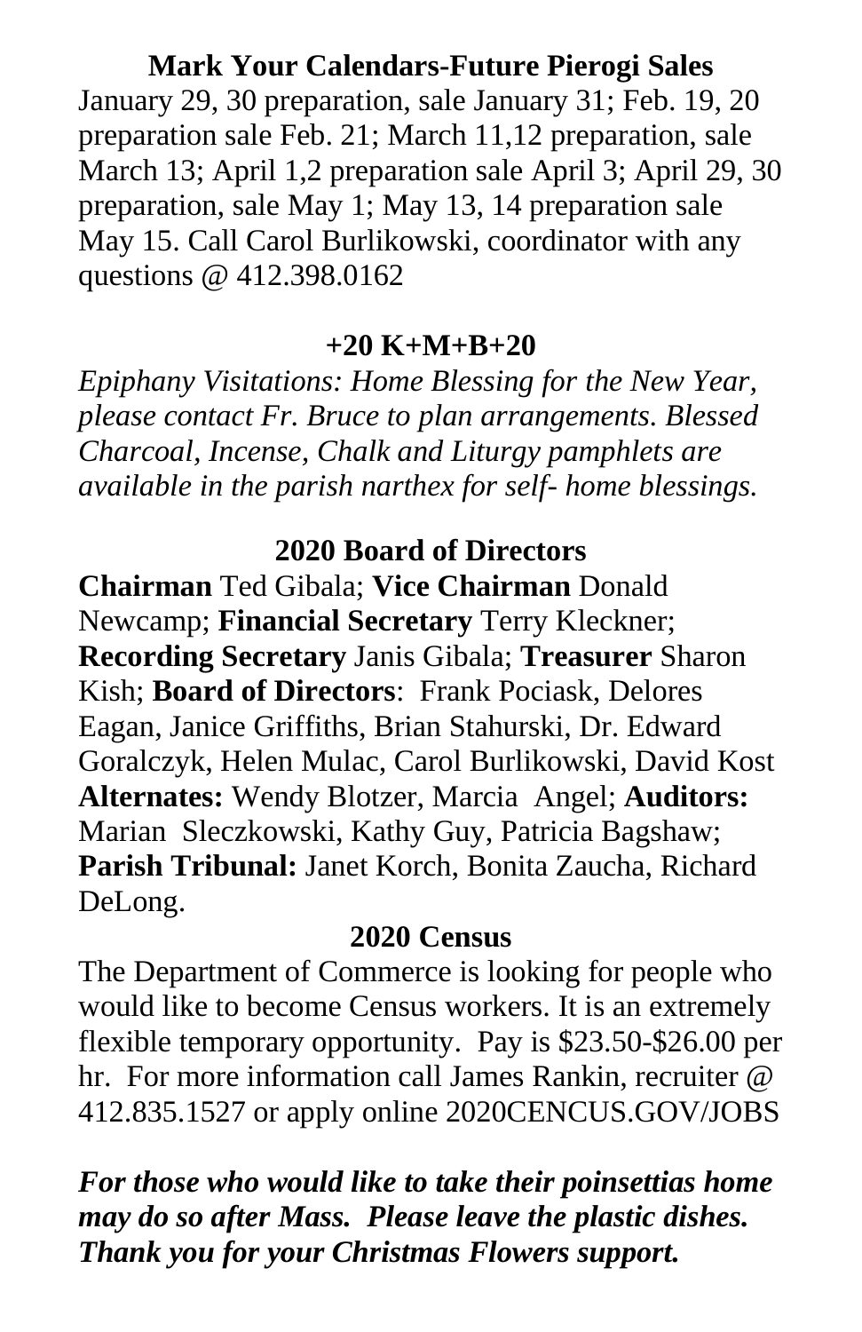**Mark Your Calendars-Future Pierogi Sales**

January 29, 30 preparation, sale January 31; Feb. 19, 20 preparation sale Feb. 21; March 11,12 preparation, sale March 13; April 1,2 preparation sale April 3; April 29, 30 preparation, sale May 1; May 13, 14 preparation sale May 15. Call Carol Burlikowski, coordinator with any questions @ 412.398.0162

**+20 K+M+B+20**

*Epiphany Visitations: Home Blessing for the New Year, please contact Fr. Bruce to plan arrangements. Blessed Charcoal, Incense, Chalk and Liturgy pamphlets are available in the parish narthex for self- home blessings.*

**2020 Board of Directors**

**Chairman** Ted Gibala; **Vice Chairman** Donald Newcamp; **Financial Secretary** Terry Kleckner; **Recording Secretary** Janis Gibala; **Treasurer** Sharon Kish; **Board of Directors**: Frank Pociask, Delores Eagan, Janice Griffiths, Brian Stahurski, Dr. Edward Goralczyk, Helen Mulac, Carol Burlikowski, David Kost **Alternates:** Wendy Blotzer, Marcia Angel; **Auditors:** Marian Sleczkowski, Kathy Guy, Patricia Bagshaw; **Parish Tribunal:** Janet Korch, Bonita Zaucha, Richard DeLong.

**2020 Census**

The Department of Commerce is looking for people who would like to become Census workers. It is an extremely flexible temporary opportunity. Pay is $23.50-$26.00 per hr. For more information call James Rankin, recruiter @ 412.835.1527 or apply online 2020CENCUS.GOV/JOBS

***For those who would like to take their poinsettias home may do so after Mass. Please leave the plastic dishes. Thank you for your Christmas Flowers support.***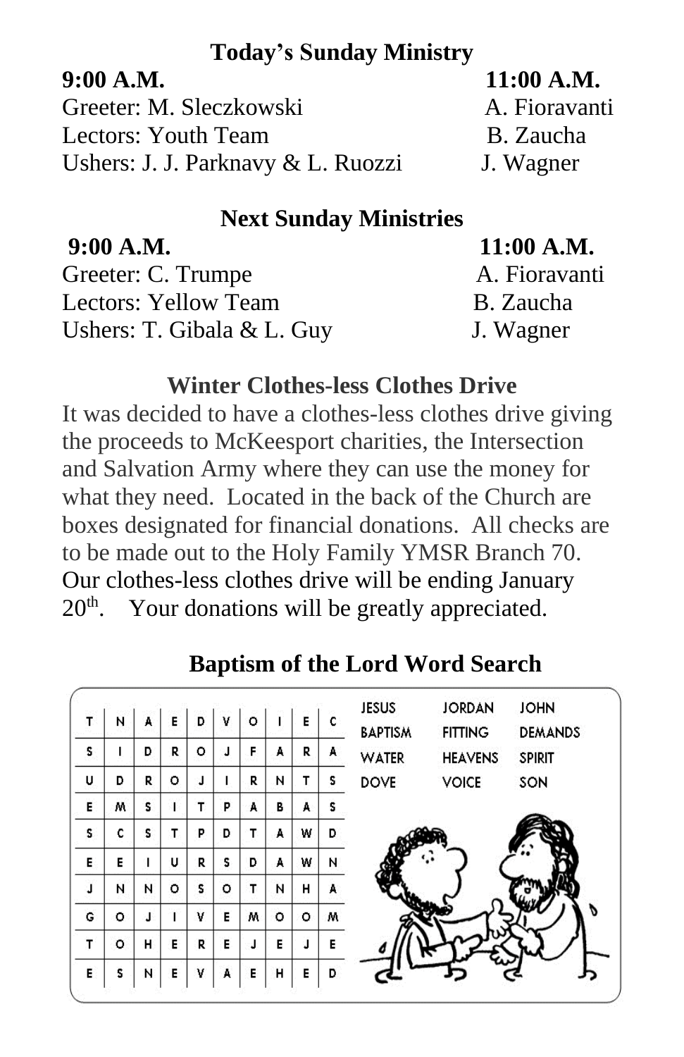## Today's Sunday Ministry

| 9:00 A.M. | 11:00 A.M. |
|---|---|
| Greeter: M. Sleczkowski | A. Fioravanti |
| Lectors: Youth Team | B. Zaucha |
| Ushers: J. J. Parknavy & L. Ruozzi | J. Wagner |

## Next Sunday Ministries

| 9:00 A.M. | 11:00 A.M. |
|---|---|
| Greeter: C. Trumpe | A. Fioravanti |
| Lectors: Yellow Team | B. Zaucha |
| Ushers: T. Gibala & L. Guy | J. Wagner |

## Winter Clothes-less Clothes Drive

It was decided to have a clothes-less clothes drive giving the proceeds to McKeesport charities, the Intersection and Salvation Army where they can use the money for what they need. Located in the back of the Church are boxes designated for financial donations. All checks are to be made out to the Holy Family YMSR Branch 70. Our clothes-less clothes drive will be ending January 20th. Your donations will be greatly appreciated.

## Baptism of the Lord Word Search

| | | | | | | | | | |
|---|---|---|---|---|---|---|---|---|---|
| T | N | A | E | D | V | O | I | E | C |
| S | I | D | R | O | J | F | A | R | A |
| U | D | R | O | J | I | R | N | T | S |
| E | M | S | I | T | P | A | B | A | S |
| S | C | S | T | P | D | T | A | W | D |
| E | E | I | U | R | S | D | A | W | N |
| J | N | N | O | S | O | T | N | H | A |
| G | O | J | I | V | E | M | O | O | M |
| T | O | H | E | R | E | J | E | J | E |
| E | S | N | E | V | A | E | H | E | D |

| | | |
|---|---|---|
| JESUS | JORDAN | JOHN |
| BAPTISM | FITTING | DEMANDS |
| WATER | HEAVENS | SPIRIT |
| DOVE | VOICE | SON |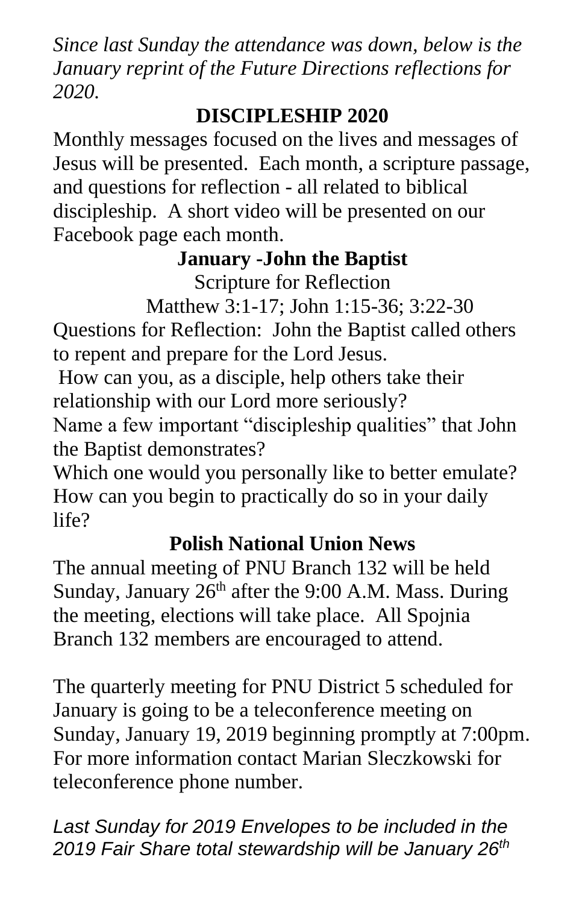*Since last Sunday the attendance was down, below is the January reprint of the Future Directions reflections for 2020.*

## DISCIPLESHIP 2020

Monthly messages focused on the lives and messages of Jesus will be presented. Each month, a scripture passage, and questions for reflection - all related to biblical discipleship. A short video will be presented on our Facebook page each month.

### January -John the Baptist

Scripture for Reflection

Matthew 3:1-17; John 1:15-36; 3:22-30

Questions for Reflection: John the Baptist called others to repent and prepare for the Lord Jesus.

How can you, as a disciple, help others take their relationship with our Lord more seriously?

Name a few important "discipleship qualities" that John the Baptist demonstrates?

Which one would you personally like to better emulate? How can you begin to practically do so in your daily life?

### Polish National Union News

The annual meeting of PNU Branch 132 will be held Sunday, January 26th after the 9:00 A.M. Mass. During the meeting, elections will take place. All Spojnia Branch 132 members are encouraged to attend.

The quarterly meeting for PNU District 5 scheduled for January is going to be a teleconference meeting on Sunday, January 19, 2019 beginning promptly at 7:00pm. For more information contact Marian Sleczkowski for teleconference phone number.

*Last Sunday for 2019 Envelopes to be included in the 2019 Fair Share total stewardship will be January 26th*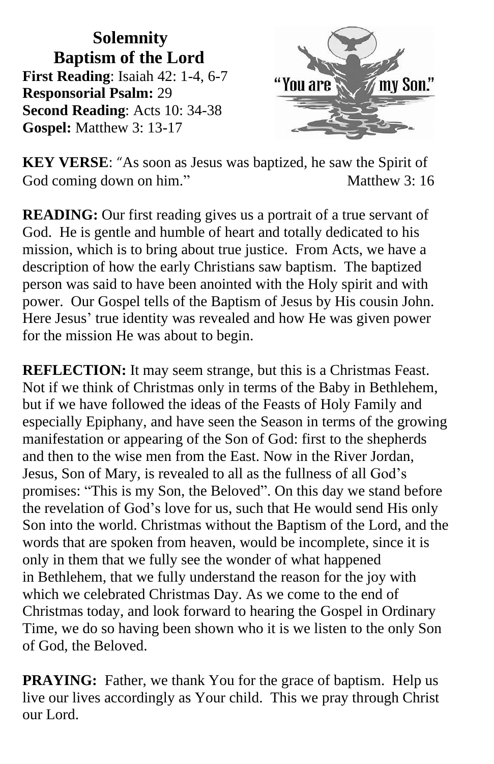## Solemnity
## Baptism of the Lord

**First Reading**: Isaiah 42: 1-4, 6-7
**Responsorial Psalm:** 29
**Second Reading**: Acts 10: 34-38
**Gospel:** Matthew 3: 13-17

"You are my Son."

**KEY VERSE**: "As soon as Jesus was baptized, he saw the Spirit of God coming down on him." Matthew 3: 16

**READING:** Our first reading gives us a portrait of a true servant of God. He is gentle and humble of heart and totally dedicated to his mission, which is to bring about true justice. From Acts, we have a description of how the early Christians saw baptism. The baptized person was said to have been anointed with the Holy spirit and with power. Our Gospel tells of the Baptism of Jesus by His cousin John. Here Jesus' true identity was revealed and how He was given power for the mission He was about to begin.

**REFLECTION:** It may seem strange, but this is a Christmas Feast. Not if we think of Christmas only in terms of the Baby in Bethlehem, but if we have followed the ideas of the Feasts of Holy Family and especially Epiphany, and have seen the Season in terms of the growing manifestation or appearing of the Son of God: first to the shepherds and then to the wise men from the East. Now in the River Jordan, Jesus, Son of Mary, is revealed to all as the fullness of all God's promises: "This is my Son, the Beloved". On this day we stand before the revelation of God's love for us, such that He would send His only Son into the world. Christmas without the Baptism of the Lord, and the words that are spoken from heaven, would be incomplete, since it is only in them that we fully see the wonder of what happened in Bethlehem, that we fully understand the reason for the joy with which we celebrated Christmas Day. As we come to the end of Christmas today, and look forward to hearing the Gospel in Ordinary Time, we do so having been shown who it is we listen to the only Son of God, the Beloved.

**PRAYING:** Father, we thank You for the grace of baptism. Help us live our lives accordingly as Your child. This we pray through Christ our Lord.